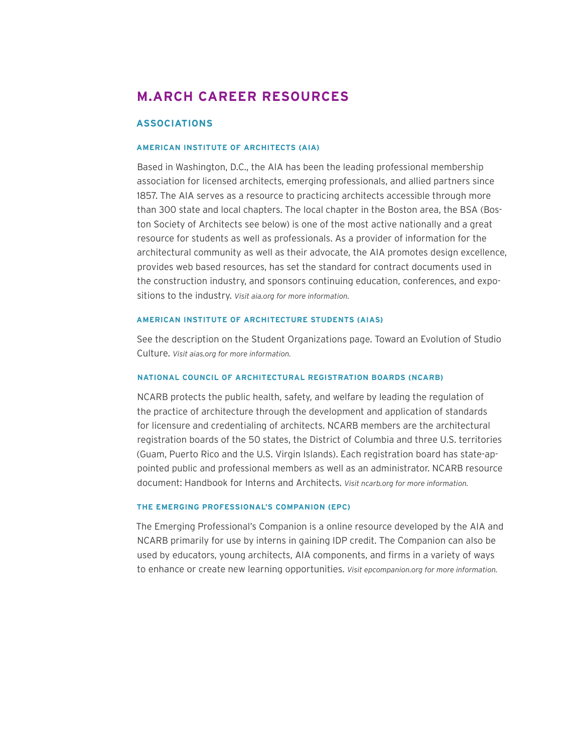# M.ARCH CAREER RESOURCES

## ASSOCIATIONS

### AMERICAN INSTITUTE OF ARCHITECTS (AIA)

Based in Washington, D.C., the AIA has been the leading professional membership association for licensed architects, emerging professionals, and allied partners since 1857. The AIA serves as a resource to practicing architects accessible through more than 300 state and local chapters. The local chapter in the Boston area, the BSA (Boston Society of Architects see below) is one of the most active nationally and a great resource for students as well as professionals. As a provider of information for the architectural community as well as their advocate, the AIA promotes design excellence, provides web based resources, has set the standard for contract documents used in the construction industry, and sponsors continuing education, conferences, and expositions to the industry. *Visit aia.org for more information.*

### AMERICAN INSTITUTE OF ARCHITECTURE STUDENTS (AIAS)

See the description on the Student Organizations page. Toward an Evolution of Studio Culture. *Visit aias.org for more information.*

### NATIONAL COUNCIL OF ARCHITECTURAL REGISTRATION BOARDS (NCARB)

NCARB protects the public health, safety, and welfare by leading the regulation of the practice of architecture through the development and application of standards for licensure and credentialing of architects. NCARB members are the architectural registration boards of the 50 states, the District of Columbia and three U.S. territories (Guam, Puerto Rico and the U.S. Virgin Islands). Each registration board has state-appointed public and professional members as well as an administrator. NCARB resource document: Handbook for Interns and Architects. *Visit ncarb.org for more information.*

### THE EMERGING PROFESSIONAL'S COMPANION (EPC)

The Emerging Professional's Companion is a online resource developed by the AIA and NCARB primarily for use by interns in gaining IDP credit. The Companion can also be used by educators, young architects, AIA components, and firms in a variety of ways to enhance or create new learning opportunities. *Visit epcompanion.org for more information.*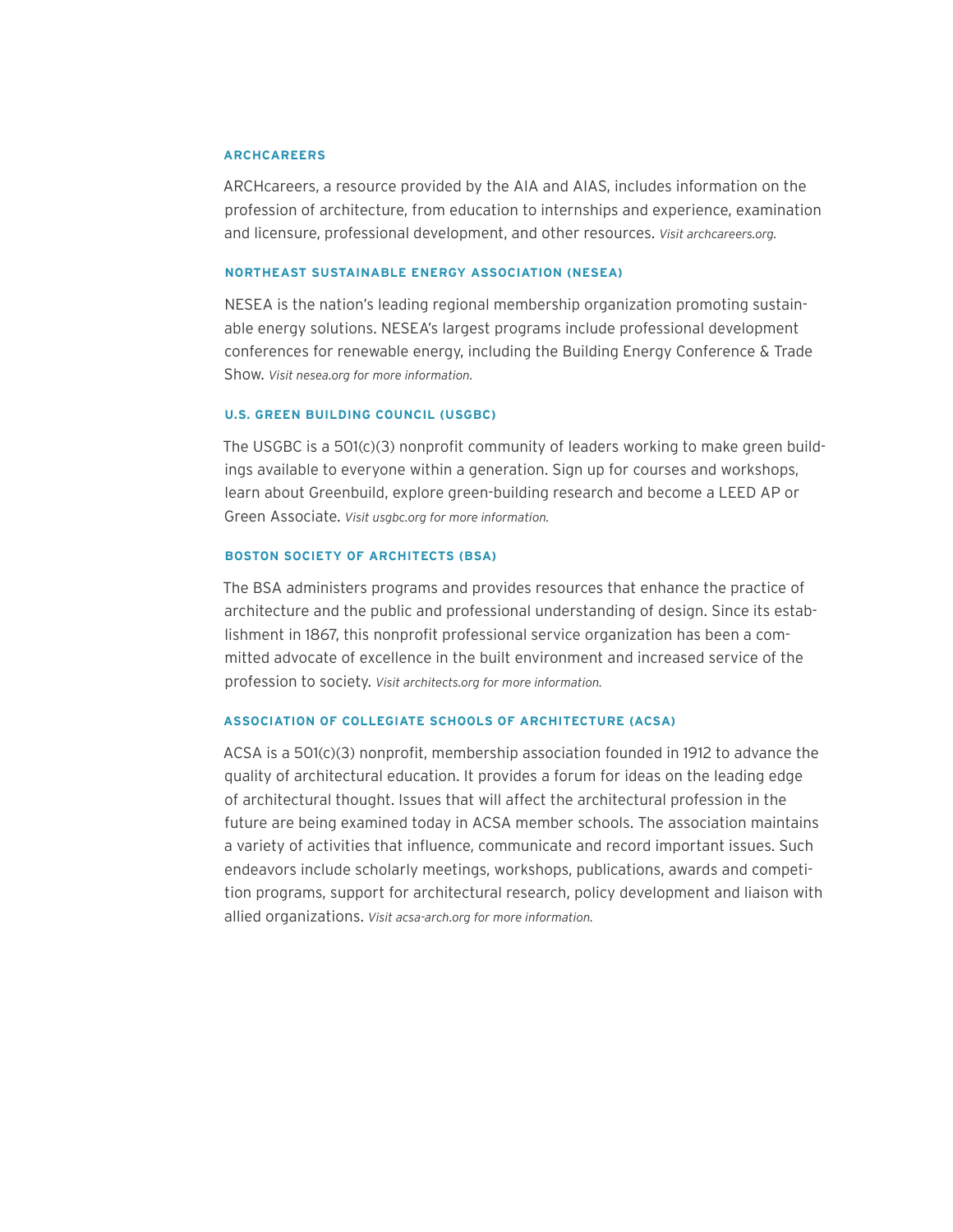### ARCHCAREERS

ARCHcareers, a resource provided by the AIA and AIAS, includes information on the profession of architecture, from education to internships and experience, examination and licensure, professional development, and other resources. *Visit archcareers.org.*

### NORTHEAST SUSTAINABLE ENERGY ASSOCIATION (NESEA)

NESEA is the nation's leading regional membership organization promoting sustainable energy solutions. NESEA's largest programs include professional development conferences for renewable energy, including the Building Energy Conference & Trade Show. *Visit nesea.org for more information.*

### U.S. GREEN BUILDING COUNCIL (USGBC)

The USGBC is a 501(c)(3) nonprofit community of leaders working to make green buildings available to everyone within a generation. Sign up for courses and workshops, learn about Greenbuild, explore green-building research and become a LEED AP or Green Associate. *Visit usgbc.org for more information.*

### BOSTON SOCIETY OF ARCHITECTS (BSA)

The BSA administers programs and provides resources that enhance the practice of architecture and the public and professional understanding of design. Since its establishment in 1867, this nonprofit professional service organization has been a committed advocate of excellence in the built environment and increased service of the profession to society. *Visit architects.org for more information.*

### ASSOCIATION OF COLLEGIATE SCHOOLS OF ARCHITECTURE (ACSA)

ACSA is a 501(c)(3) nonprofit, membership association founded in 1912 to advance the quality of architectural education. It provides a forum for ideas on the leading edge of architectural thought. Issues that will affect the architectural profession in the future are being examined today in ACSA member schools. The association maintains a variety of activities that influence, communicate and record important issues. Such endeavors include scholarly meetings, workshops, publications, awards and competition programs, support for architectural research, policy development and liaison with allied organizations. *Visit acsa-arch.org for more information.*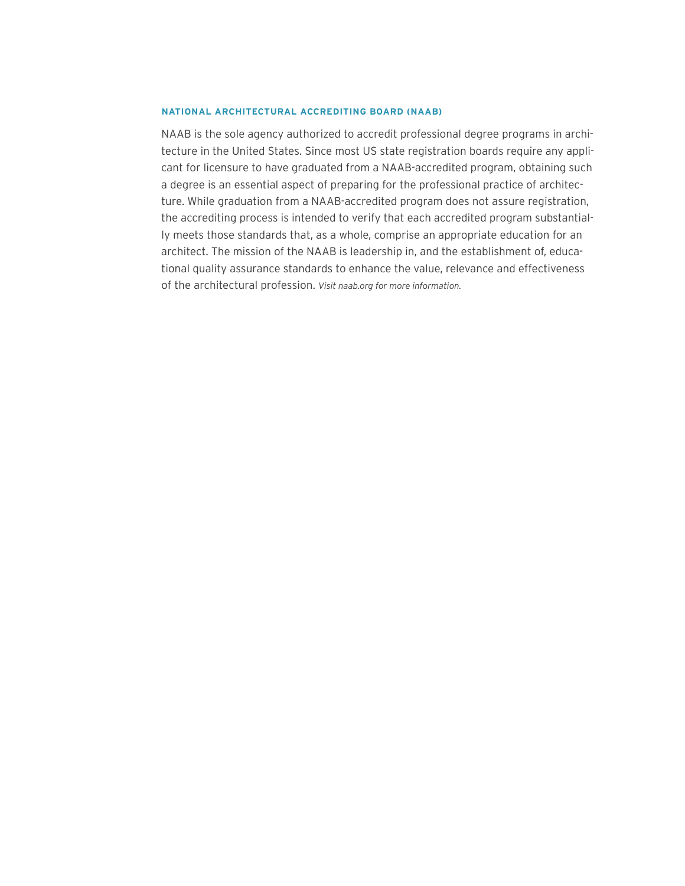### NATIONAL ARCHITECTURAL ACCREDITING BOARD (NAAB)

NAAB is the sole agency authorized to accredit professional degree programs in architecture in the United States. Since most US state registration boards require any applicant for licensure to have graduated from a NAAB-accredited program, obtaining such a degree is an essential aspect of preparing for the professional practice of architecture. While graduation from a NAAB-accredited program does not assure registration, the accrediting process is intended to verify that each accredited program substantially meets those standards that, as a whole, comprise an appropriate education for an architect. The mission of the NAAB is leadership in, and the establishment of, educational quality assurance standards to enhance the value, relevance and effectiveness of the architectural profession. *Visit naab.org for more information.*